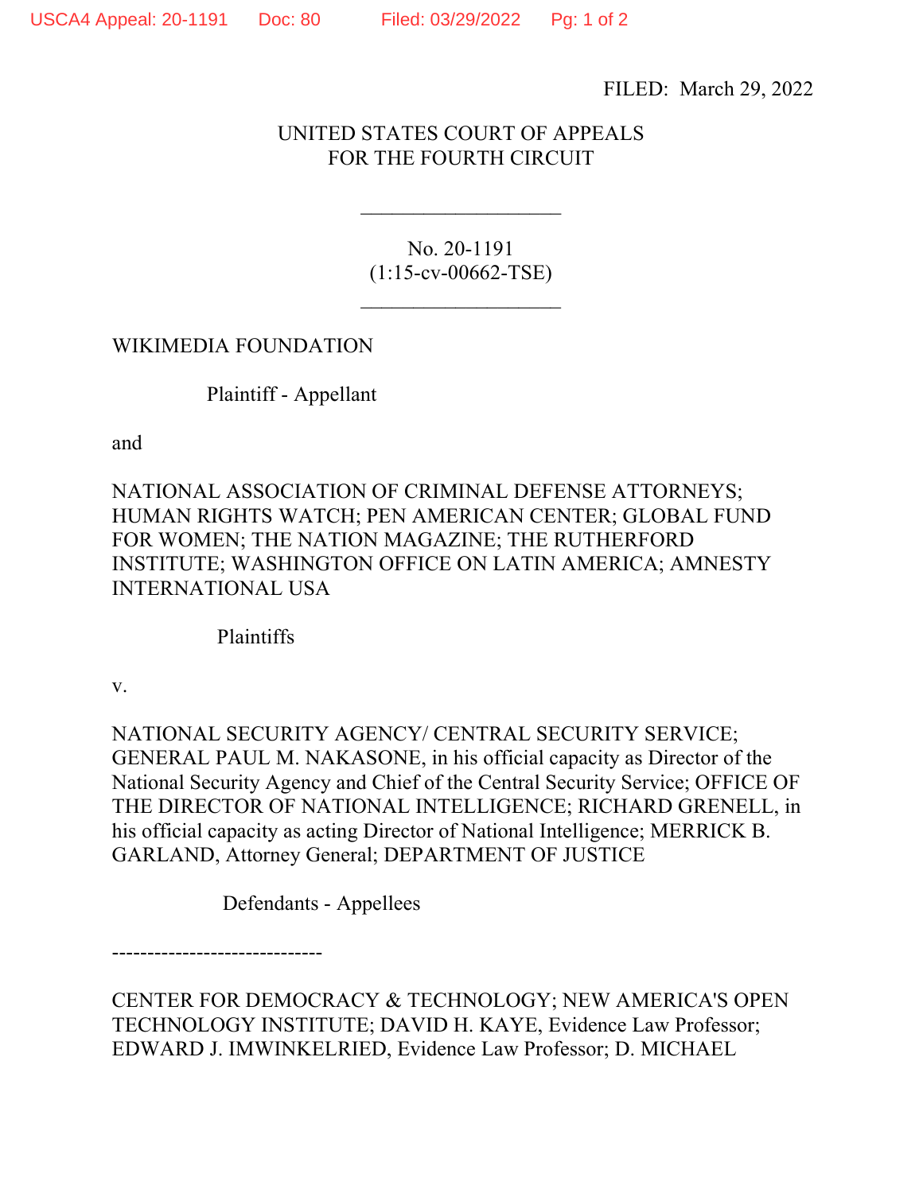FILED: March 29, 2022

UNITED STATES COURT OF APPEALS
FOR THE FOURTH CIRCUIT

___________________

No. 20-1191
(1:15-cv-00662-TSE)

___________________

WIKIMEDIA FOUNDATION

Plaintiff - Appellant

and

NATIONAL ASSOCIATION OF CRIMINAL DEFENSE ATTORNEYS; HUMAN RIGHTS WATCH; PEN AMERICAN CENTER; GLOBAL FUND FOR WOMEN; THE NATION MAGAZINE; THE RUTHERFORD INSTITUTE; WASHINGTON OFFICE ON LATIN AMERICA; AMNESTY INTERNATIONAL USA

Plaintiffs

v.

NATIONAL SECURITY AGENCY/ CENTRAL SECURITY SERVICE; GENERAL PAUL M. NAKASONE, in his official capacity as Director of the National Security Agency and Chief of the Central Security Service; OFFICE OF THE DIRECTOR OF NATIONAL INTELLIGENCE; RICHARD GRENELL, in his official capacity as acting Director of National Intelligence; MERRICK B. GARLAND, Attorney General; DEPARTMENT OF JUSTICE

Defendants - Appellees

------------------------------

CENTER FOR DEMOCRACY & TECHNOLOGY; NEW AMERICA'S OPEN TECHNOLOGY INSTITUTE; DAVID H. KAYE, Evidence Law Professor; EDWARD J. IMWINKELRIED, Evidence Law Professor; D. MICHAEL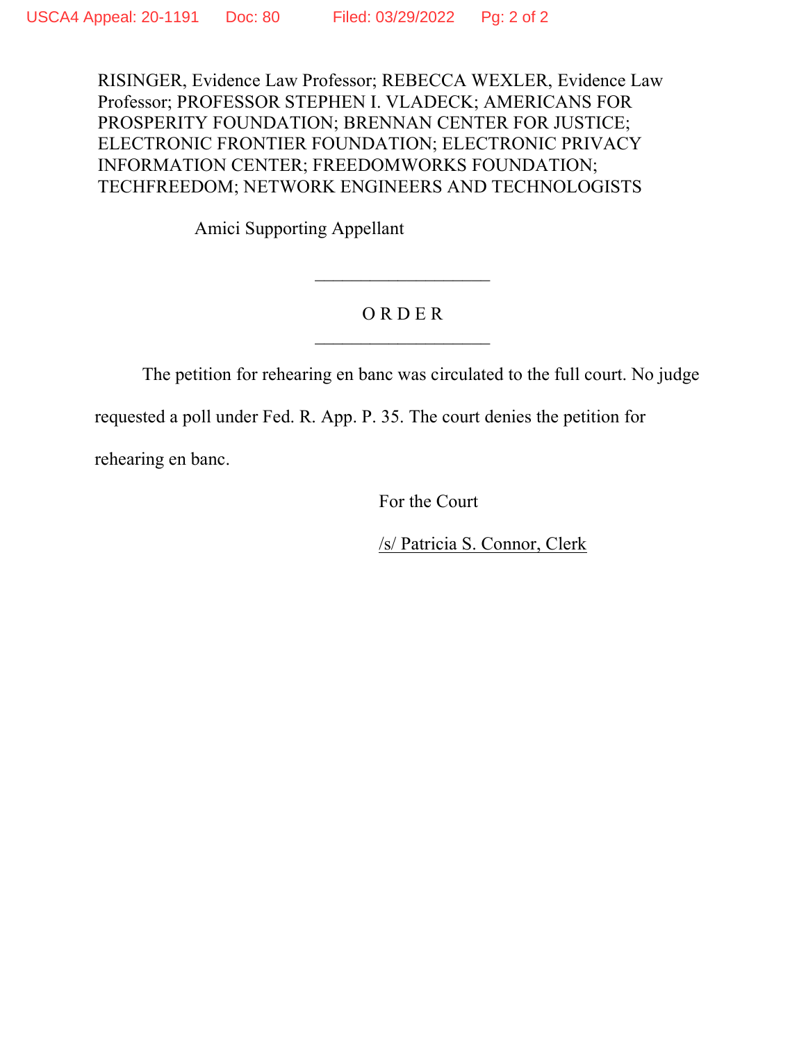RISINGER, Evidence Law Professor; REBECCA WEXLER, Evidence Law Professor; PROFESSOR STEPHEN I. VLADECK; AMERICANS FOR PROSPERITY FOUNDATION; BRENNAN CENTER FOR JUSTICE; ELECTRONIC FRONTIER FOUNDATION; ELECTRONIC PRIVACY INFORMATION CENTER; FREEDOMWORKS FOUNDATION; TECHFREEDOM; NETWORK ENGINEERS AND TECHNOLOGISTS

Amici Supporting Appellant

---

O R D E R

---

The petition for rehearing en banc was circulated to the full court. No judge requested a poll under Fed. R. App. P. 35. The court denies the petition for rehearing en banc.

For the Court

/s/ Patricia S. Connor, Clerk